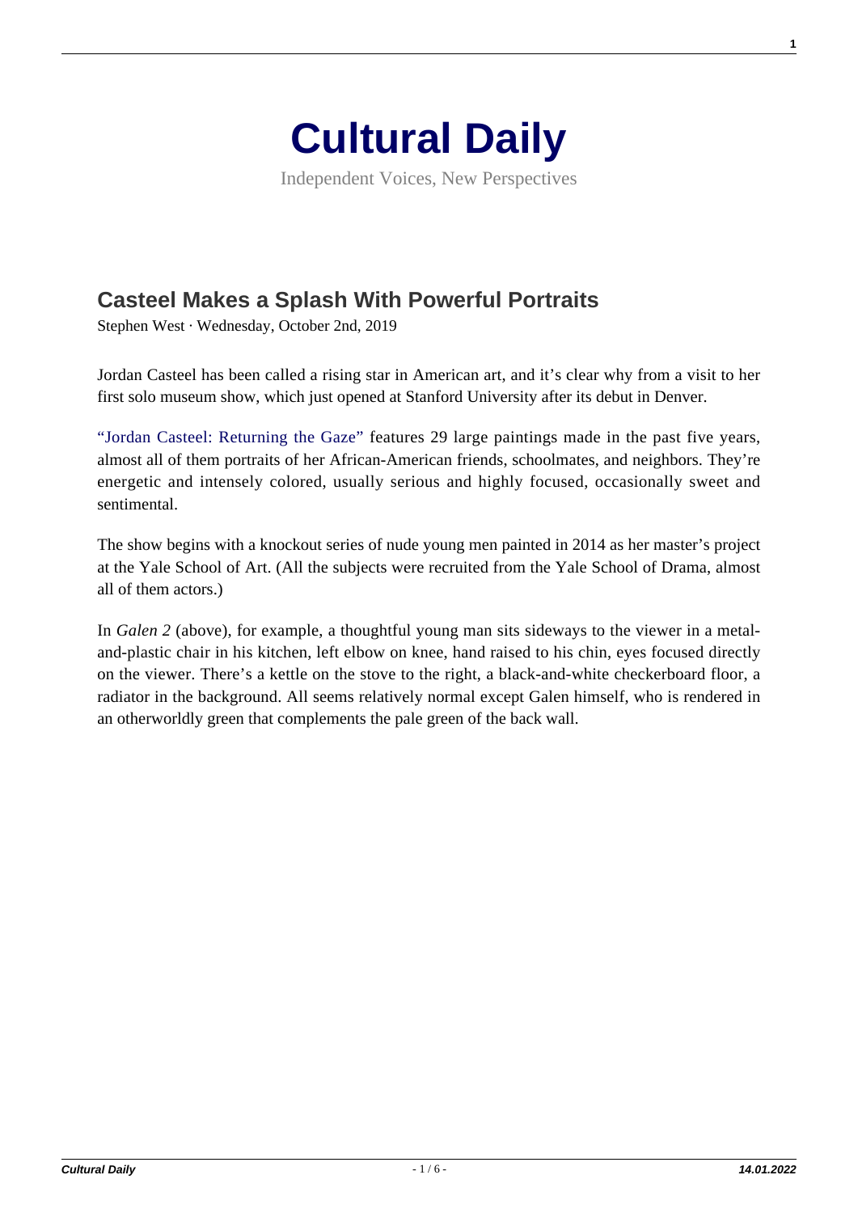# Cultural Daily

Independent Voices, New Perspectives

## Casteel Makes a Splash With Powerful Portraits

Stephen West · Wednesday, October 2nd, 2019

Jordan Casteel has been called a rising star in American art, and it's clear why from a visit to her first solo museum show, which just opened at Stanford University after its debut in Denver.

"Jordan Casteel: Returning the Gaze" features 29 large paintings made in the past five years, almost all of them portraits of her African-American friends, schoolmates, and neighbors. They're energetic and intensely colored, usually serious and highly focused, occasionally sweet and sentimental.

The show begins with a knockout series of nude young men painted in 2014 as her master's project at the Yale School of Art. (All the subjects were recruited from the Yale School of Drama, almost all of them actors.)

In *Galen 2* (above), for example, a thoughtful young man sits sideways to the viewer in a metal-and-plastic chair in his kitchen, left elbow on knee, hand raised to his chin, eyes focused directly on the viewer. There's a kettle on the stove to the right, a black-and-white checkerboard floor, a radiator in the background. All seems relatively normal except Galen himself, who is rendered in an otherworldly green that complements the pale green of the back wall.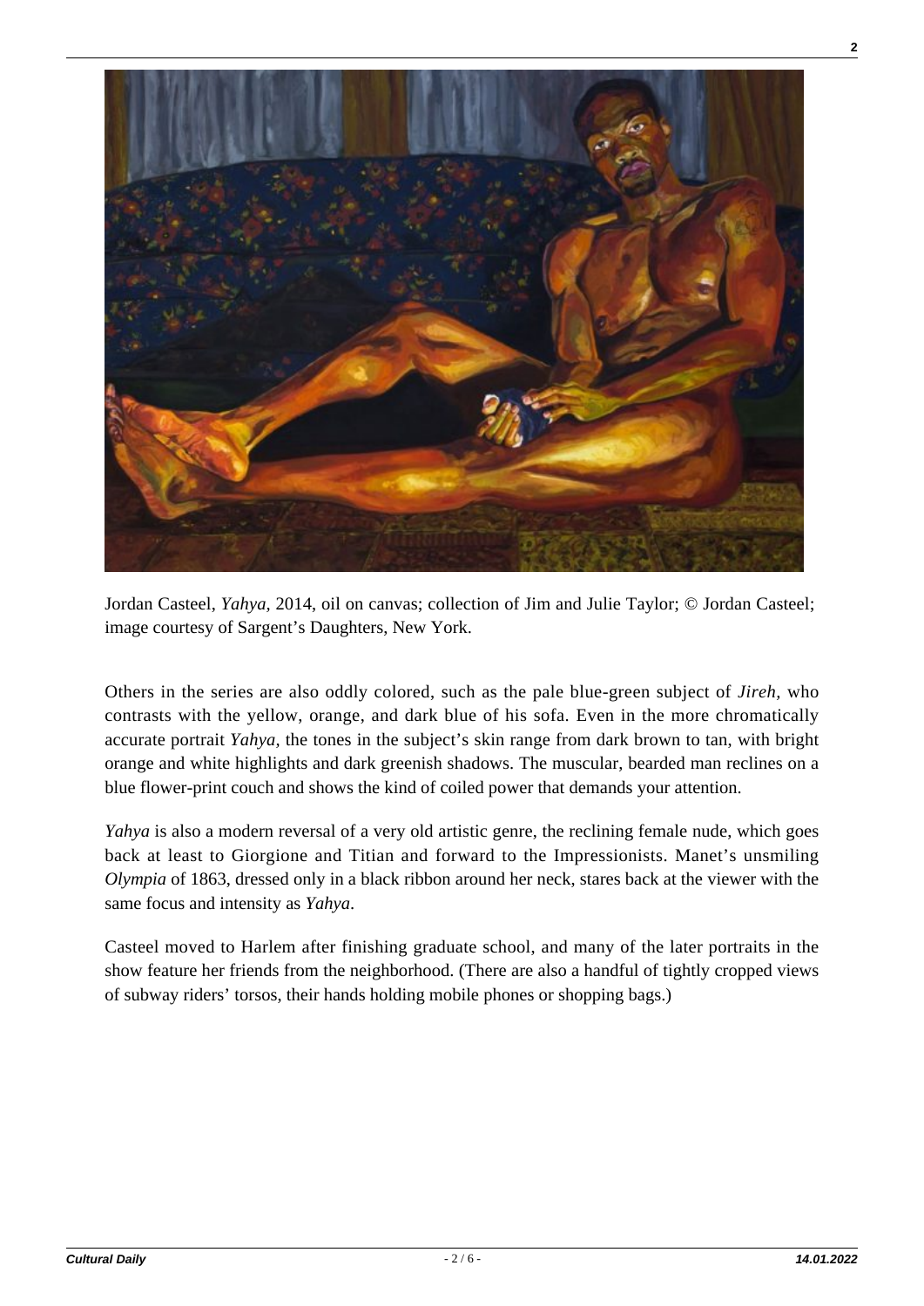Jordan Casteel, *Yahya*, 2014, oil on canvas; collection of Jim and Julie Taylor; © Jordan Casteel; image courtesy of Sargent's Daughters, New York.

Others in the series are also oddly colored, such as the pale blue-green subject of *Jireh*, who contrasts with the yellow, orange, and dark blue of his sofa. Even in the more chromatically accurate portrait *Yahya*, the tones in the subject's skin range from dark brown to tan, with bright orange and white highlights and dark greenish shadows. The muscular, bearded man reclines on a blue flower-print couch and shows the kind of coiled power that demands your attention.

*Yahya* is also a modern reversal of a very old artistic genre, the reclining female nude, which goes back at least to Giorgione and Titian and forward to the Impressionists. Manet's unsmiling *Olympia* of 1863, dressed only in a black ribbon around her neck, stares back at the viewer with the same focus and intensity as *Yahya*.

Casteel moved to Harlem after finishing graduate school, and many of the later portraits in the show feature her friends from the neighborhood. (There are also a handful of tightly cropped views of subway riders' torsos, their hands holding mobile phones or shopping bags.)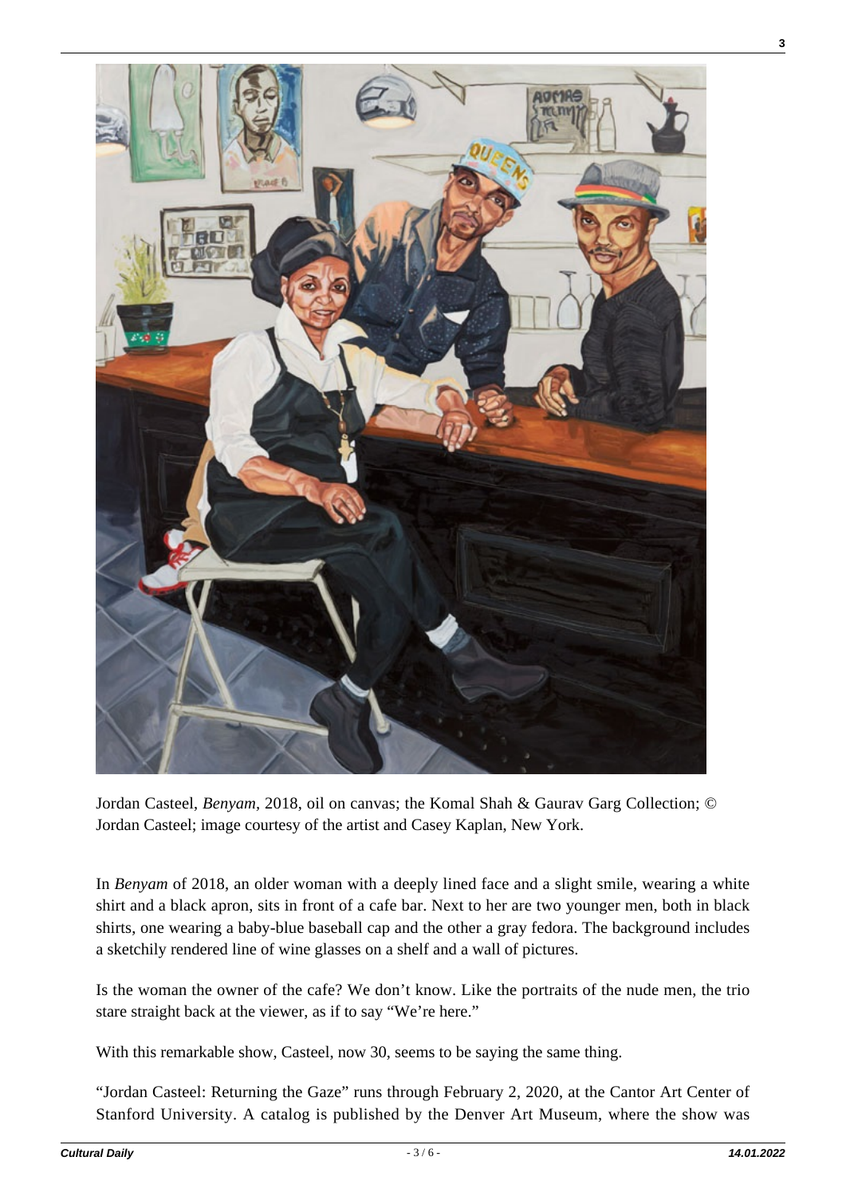Jordan Casteel, *Benyam*, 2018, oil on canvas; the Komal Shah & Gaurav Garg Collection; © Jordan Casteel; image courtesy of the artist and Casey Kaplan, New York.

In *Benyam* of 2018, an older woman with a deeply lined face and a slight smile, wearing a white shirt and a black apron, sits in front of a cafe bar. Next to her are two younger men, both in black shirts, one wearing a baby-blue baseball cap and the other a gray fedora. The background includes a sketchily rendered line of wine glasses on a shelf and a wall of pictures.

Is the woman the owner of the cafe? We don't know. Like the portraits of the nude men, the trio stare straight back at the viewer, as if to say "We're here."

With this remarkable show, Casteel, now 30, seems to be saying the same thing.

"Jordan Casteel: Returning the Gaze" runs through February 2, 2020, at the Cantor Art Center of Stanford University. A catalog is published by the Denver Art Museum, where the show was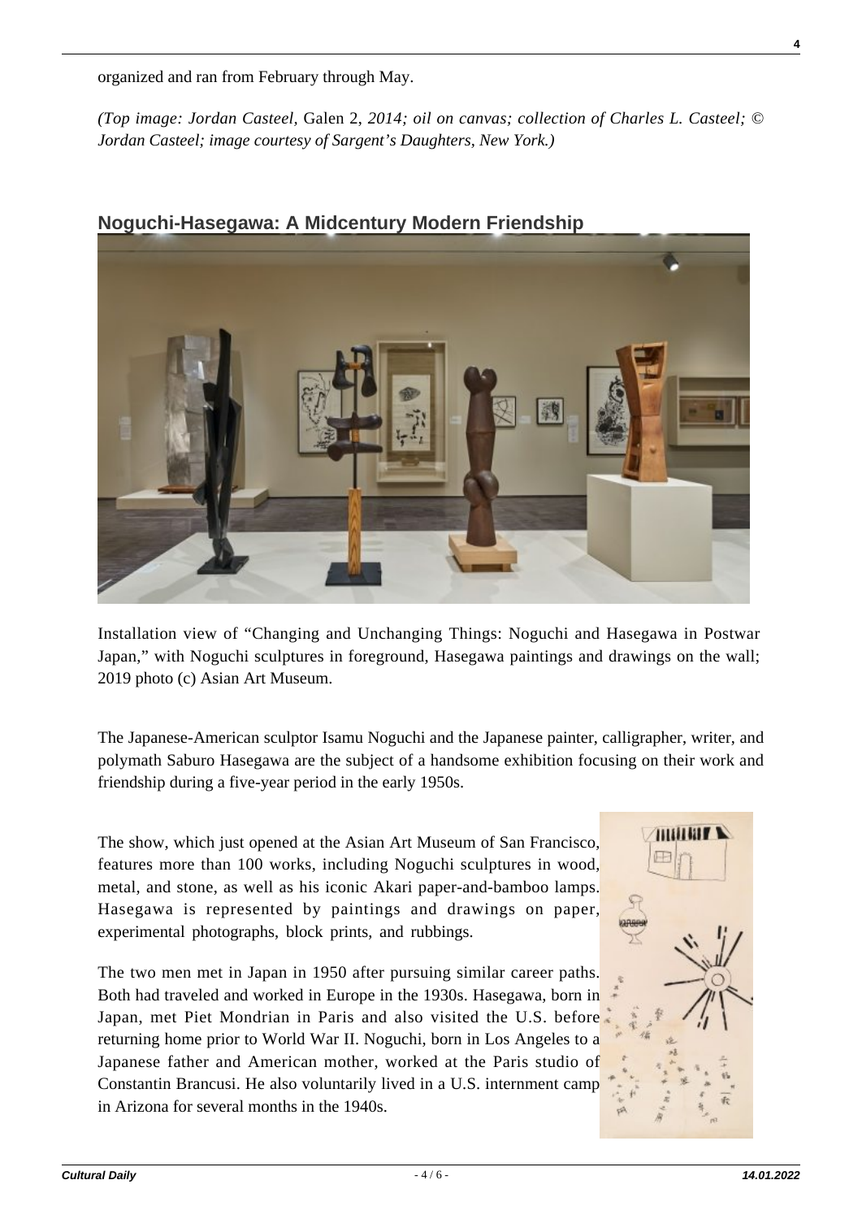organized and ran from February through May.

*(Top image: Jordan Casteel,* Galen 2*, 2014; oil on canvas; collection of Charles L. Casteel; © Jordan Casteel; image courtesy of Sargent's Daughters, New York.)*

## Noguchi-Hasegawa: A Midcentury Modern Friendship

Installation view of "Changing and Unchanging Things: Noguchi and Hasegawa in Postwar Japan," with Noguchi sculptures in foreground, Hasegawa paintings and drawings on the wall; 2019 photo (c) Asian Art Museum.

The Japanese-American sculptor Isamu Noguchi and the Japanese painter, calligrapher, writer, and polymath Saburo Hasegawa are the subject of a handsome exhibition focusing on their work and friendship during a five-year period in the early 1950s.

The show, which just opened at the Asian Art Museum of San Francisco, features more than 100 works, including Noguchi sculptures in wood, metal, and stone, as well as his iconic Akari paper-and-bamboo lamps. Hasegawa is represented by paintings and drawings on paper, experimental photographs, block prints, and rubbings.

The two men met in Japan in 1950 after pursuing similar career paths. Both had traveled and worked in Europe in the 1930s. Hasegawa, born in Japan, met Piet Mondrian in Paris and also visited the U.S. before returning home prior to World War II. Noguchi, born in Los Angeles to a Japanese father and American mother, worked at the Paris studio of Constantin Brancusi. He also voluntarily lived in a U.S. internment camp in Arizona for several months in the 1940s.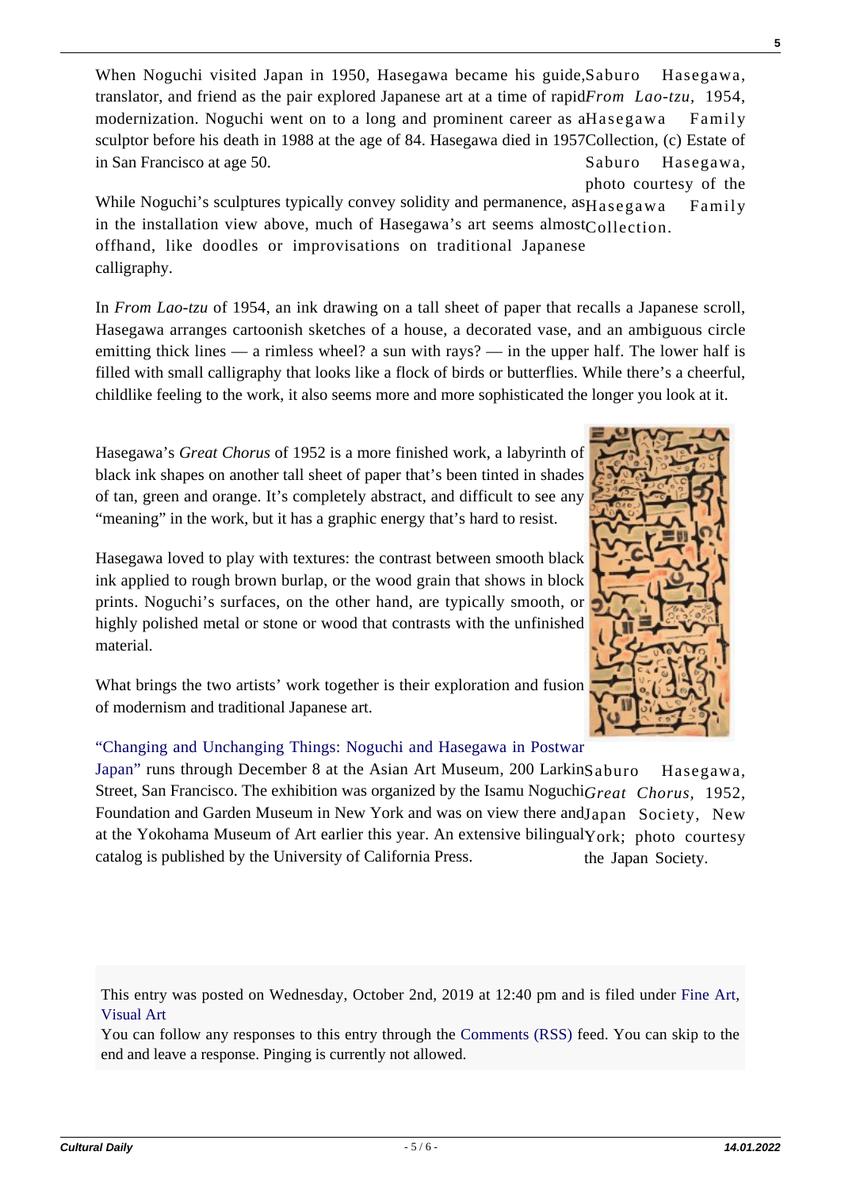When Noguchi visited Japan in 1950, Hasegawa became his guide, translator, and friend as the pair explored Japanese art at a time of rapid modernization. Noguchi went on to a long and prominent career as a sculptor before his death in 1988 at the age of 84. Hasegawa died in 1957 in San Francisco at age 50.

Saburo Hasegawa, *From Lao-tzu*, 1954, Hasegawa Family Collection, (c) Estate of Saburo Hasegawa, photo courtesy of the Hasegawa Family Collection.

While Noguchi's sculptures typically convey solidity and permanence, as in the installation view above, much of Hasegawa's art seems almost offhand, like doodles or improvisations on traditional Japanese calligraphy.

In *From Lao-tzu* of 1954, an ink drawing on a tall sheet of paper that recalls a Japanese scroll, Hasegawa arranges cartoonish sketches of a house, a decorated vase, and an ambiguous circle emitting thick lines — a rimless wheel? a sun with rays? — in the upper half. The lower half is filled with small calligraphy that looks like a flock of birds or butterflies. While there's a cheerful, childlike feeling to the work, it also seems more and more sophisticated the longer you look at it.

Hasegawa's *Great Chorus* of 1952 is a more finished work, a labyrinth of black ink shapes on another tall sheet of paper that's been tinted in shades of tan, green and orange. It's completely abstract, and difficult to see any "meaning" in the work, but it has a graphic energy that's hard to resist.

Hasegawa loved to play with textures: the contrast between smooth black ink applied to rough brown burlap, or the wood grain that shows in block prints. Noguchi's surfaces, on the other hand, are typically smooth, or highly polished metal or stone or wood that contrasts with the unfinished material.

What brings the two artists' work together is their exploration and fusion of modernism and traditional Japanese art.

"Changing and Unchanging Things: Noguchi and Hasegawa in Postwar Japan" runs through December 8 at the Asian Art Museum, 200 Larkin Street, San Francisco. The exhibition was organized by the Isamu Noguchi Foundation and Garden Museum in New York and was on view there and at the Yokohama Museum of Art earlier this year. An extensive bilingual catalog is published by the University of California Press.

Saburo Hasegawa, *Great Chorus*, 1952, Japan Society, New York; photo courtesy the Japan Society.

This entry was posted on Wednesday, October 2nd, 2019 at 12:40 pm and is filed under Fine Art, Visual Art
You can follow any responses to this entry through the Comments (RSS) feed. You can skip to the end and leave a response. Pinging is currently not allowed.